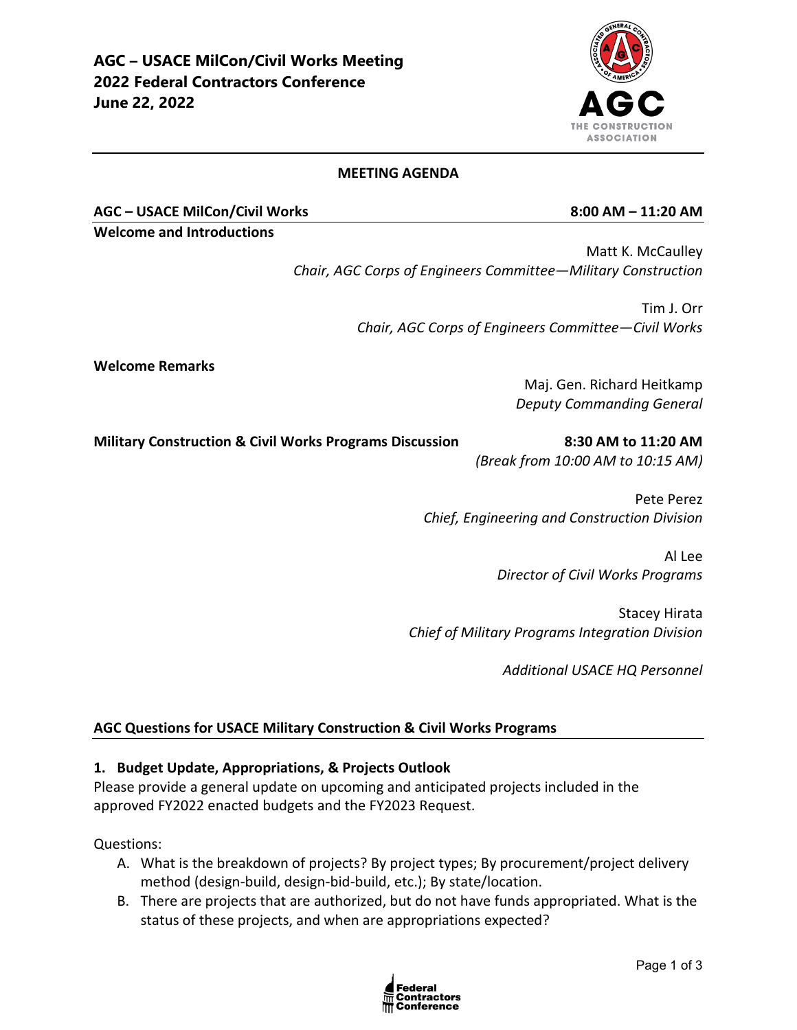**AGC – USACE MilCon/Civil Works Meeting**
**2022 Federal Contractors Conference**
**June 22, 2022**

## MEETING AGENDA

**AGC – USACE MilCon/Civil Works** **8:00 AM – 11:20 AM**

**Welcome and Introductions**

Matt K. McCaulley
*Chair, AGC Corps of Engineers Committee—Military Construction*

Tim J. Orr
*Chair, AGC Corps of Engineers Committee—Civil Works*

**Welcome Remarks**

Maj. Gen. Richard Heitkamp
*Deputy Commanding General*

**Military Construction & Civil Works Programs Discussion** **8:30 AM to 11:20 AM**
*(Break from 10:00 AM to 10:15 AM)*

Pete Perez
*Chief, Engineering and Construction Division*

Al Lee
*Director of Civil Works Programs*

Stacey Hirata
*Chief of Military Programs Integration Division*

*Additional USACE HQ Personnel*

## AGC Questions for USACE Military Construction & Civil Works Programs

### 1. Budget Update, Appropriations, & Projects Outlook

Please provide a general update on upcoming and anticipated projects included in the approved FY2022 enacted budgets and the FY2023 Request.

Questions:

A. What is the breakdown of projects? By project types; By procurement/project delivery method (design-build, design-bid-build, etc.); By state/location.

B. There are projects that are authorized, but do not have funds appropriated. What is the status of these projects, and when are appropriations expected?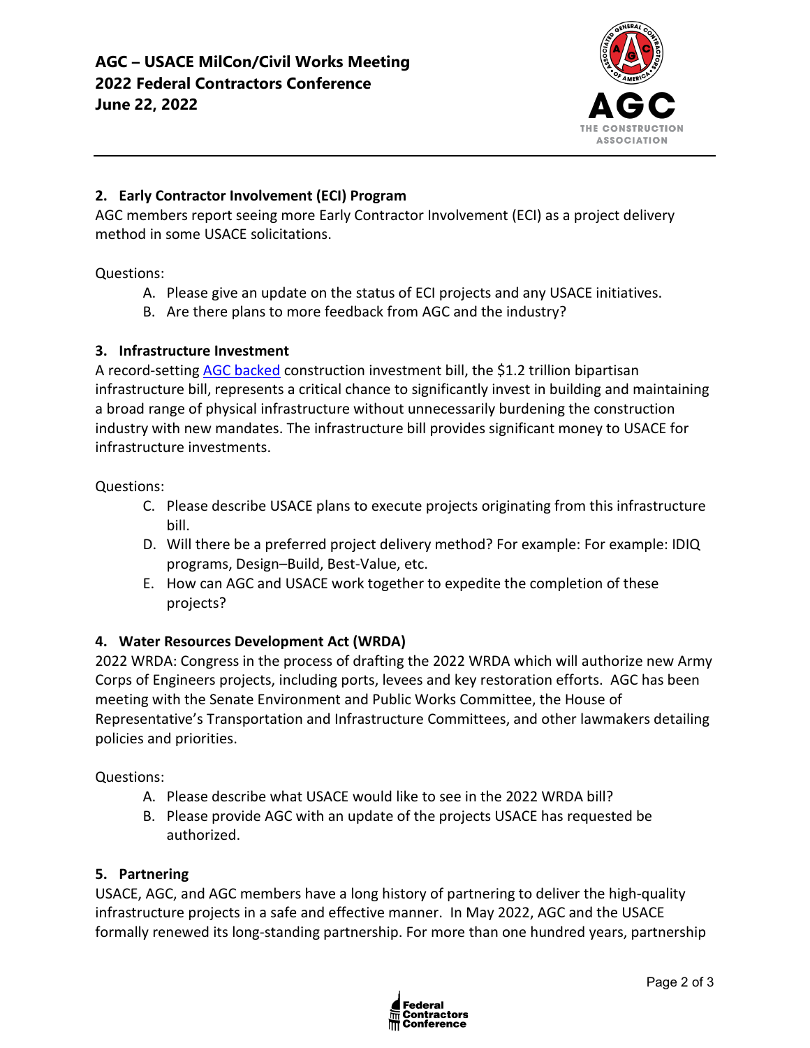### 2. Early Contractor Involvement (ECI) Program

AGC members report seeing more Early Contractor Involvement (ECI) as a project delivery method in some USACE solicitations.

Questions:

A. Please give an update on the status of ECI projects and any USACE initiatives.
B. Are there plans to more feedback from AGC and the industry?

### 3. Infrastructure Investment

A record-setting AGC backed construction investment bill, the $1.2 trillion bipartisan infrastructure bill, represents a critical chance to significantly invest in building and maintaining a broad range of physical infrastructure without unnecessarily burdening the construction industry with new mandates. The infrastructure bill provides significant money to USACE for infrastructure investments.

Questions:

C. Please describe USACE plans to execute projects originating from this infrastructure bill.
D. Will there be a preferred project delivery method? For example: For example: IDIQ programs, Design–Build, Best-Value, etc.
E. How can AGC and USACE work together to expedite the completion of these projects?

### 4. Water Resources Development Act (WRDA)

2022 WRDA: Congress in the process of drafting the 2022 WRDA which will authorize new Army Corps of Engineers projects, including ports, levees and key restoration efforts. AGC has been meeting with the Senate Environment and Public Works Committee, the House of Representative's Transportation and Infrastructure Committees, and other lawmakers detailing policies and priorities.

Questions:

A. Please describe what USACE would like to see in the 2022 WRDA bill?
B. Please provide AGC with an update of the projects USACE has requested be authorized.

### 5. Partnering

USACE, AGC, and AGC members have a long history of partnering to deliver the high-quality infrastructure projects in a safe and effective manner. In May 2022, AGC and the USACE formally renewed its long-standing partnership. For more than one hundred years, partnership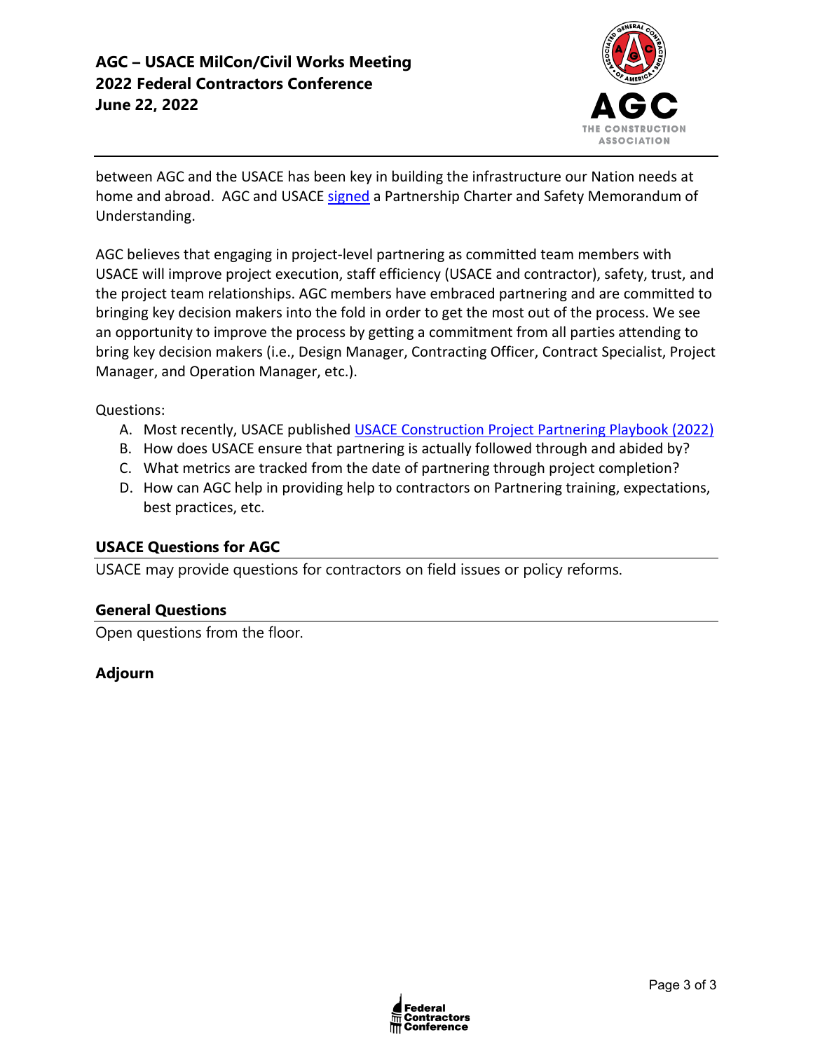between AGC and the USACE has been key in building the infrastructure our Nation needs at home and abroad. AGC and USACE signed a Partnership Charter and Safety Memorandum of Understanding.

AGC believes that engaging in project-level partnering as committed team members with USACE will improve project execution, staff efficiency (USACE and contractor), safety, trust, and the project team relationships. AGC members have embraced partnering and are committed to bringing key decision makers into the fold in order to get the most out of the process. We see an opportunity to improve the process by getting a commitment from all parties attending to bring key decision makers (i.e., Design Manager, Contracting Officer, Contract Specialist, Project Manager, and Operation Manager, etc.).

Questions:

A. Most recently, USACE published USACE Construction Project Partnering Playbook (2022)
B. How does USACE ensure that partnering is actually followed through and abided by?
C. What metrics are tracked from the date of partnering through project completion?
D. How can AGC help in providing help to contractors on Partnering training, expectations, best practices, etc.

## USACE Questions for AGC

USACE may provide questions for contractors on field issues or policy reforms.

## General Questions

Open questions from the floor.

## Adjourn